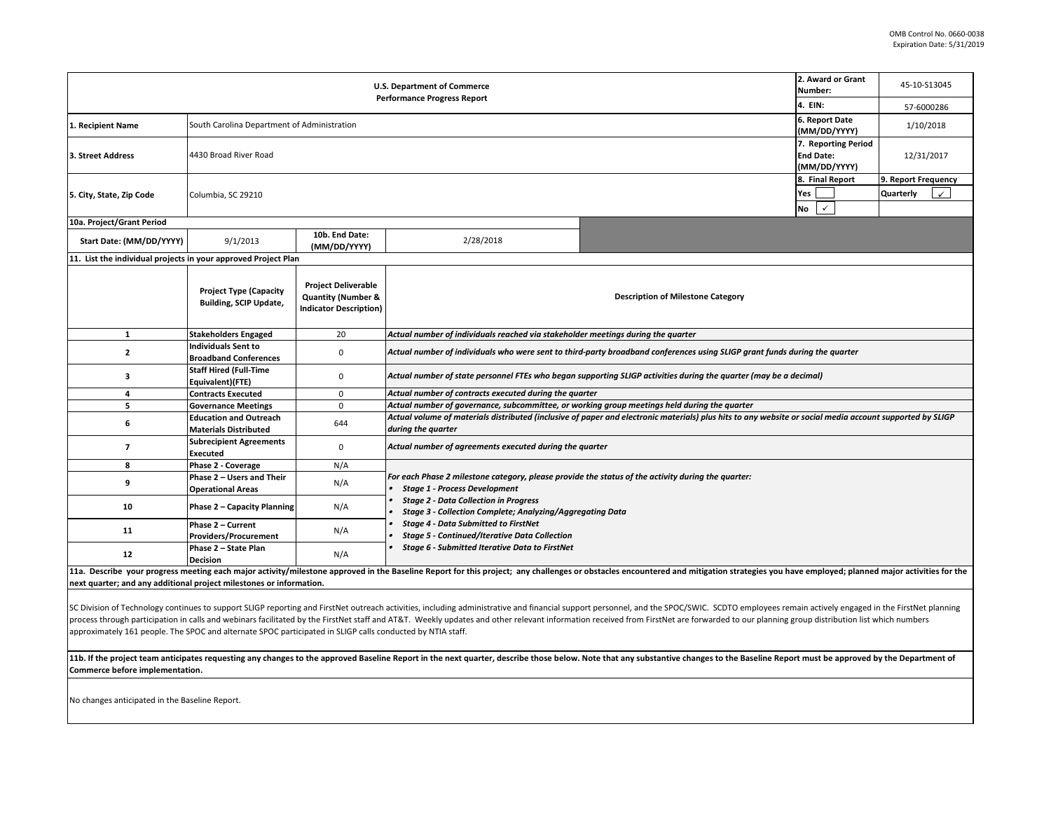OMB Control No. 0660-0038
Expiration Date: 5/31/2019

| U.S. Department of Commerce Performance Progress Report | | 2. Award or Grant Number: | 45-10-S13045 |
|---|---|---|---|
| | | 4. EIN: | 57-6000286 |
| 1. Recipient Name | South Carolina Department of Administration | 6. Report Date (MM/DD/YYYY) | 1/10/2018 |
| 3. Street Address | 4430 Broad River Road | 7. Reporting Period End Date: (MM/DD/YYYY) | 12/31/2017 |
| 5. City, State, Zip Code | Columbia, SC 29210 | 8. Final Report | 9. Report Frequency |
| | | Yes ☐ | Quarterly ✓ |
| | | No ✓ | |

**10a. Project/Grant Period**

| Start Date: (MM/DD/YYYY) | 9/1/2013 | 10b. End Date: (MM/DD/YYYY) | 2/28/2018 |
|---|---|---|---|

**11. List the individual projects in your approved Project Plan**

| | Project Type (Capacity Building, SCIP Update, | Project Deliverable Quantity (Number & Indicator Description) | Description of Milestone Category |
|---|---|---|---|
| 1 | Stakeholders Engaged | 20 | *Actual number of individuals reached via stakeholder meetings during the quarter* |
| 2 | Individuals Sent to Broadband Conferences | 0 | *Actual number of individuals who were sent to third-party broadband conferences using SLIGP grant funds during the quarter* |
| 3 | Staff Hired (Full-Time Equivalent)(FTE) | 0 | *Actual number of state personnel FTEs who began supporting SLIGP activities during the quarter (may be a decimal)* |
| 4 | Contracts Executed | 0 | *Actual number of contracts executed during the quarter* |
| 5 | Governance Meetings | 0 | *Actual number of governance, subcommittee, or working group meetings held during the quarter* |
| 6 | Education and Outreach Materials Distributed | 644 | *Actual volume of materials distributed (inclusive of paper and electronic materials) plus hits to any website or social media account supported by SLIGP during the quarter* |
| 7 | Subrecipient Agreements Executed | 0 | *Actual number of agreements executed during the quarter* |
| 8 | Phase 2 - Coverage | N/A | *For each Phase 2 milestone category, please provide the status of the activity during the quarter:* <br>• *Stage 1 - Process Development* <br>• *Stage 2 - Data Collection in Progress* <br>• *Stage 3 - Collection Complete; Analyzing/Aggregating Data* <br>• *Stage 4 - Data Submitted to FirstNet* <br>• *Stage 5 - Continued/Iterative Data Collection* <br>• *Stage 6 - Submitted Iterative Data to FirstNet* |
| 9 | Phase 2 – Users and Their Operational Areas | N/A | |
| 10 | Phase 2 – Capacity Planning | N/A | |
| 11 | Phase 2 – Current Providers/Procurement | N/A | |
| 12 | Phase 2 – State Plan Decision | N/A | |

**11a. Describe your progress meeting each major activity/milestone approved in the Baseline Report for this project; any challenges or obstacles encountered and mitigation strategies you have employed; planned major activities for the next quarter; and any additional project milestones or information.**

SC Division of Technology continues to support SLIGP reporting and FirstNet outreach activities, including administrative and financial support personnel, and the SPOC/SWIC. SCDTO employees remain actively engaged in the FirstNet planning process through participation in calls and webinars facilitated by the FirstNet staff and AT&T. Weekly updates and other relevant information received from FirstNet are forwarded to our planning group distribution list which numbers approximately 161 people. The SPOC and alternate SPOC participated in SLIGP calls conducted by NTIA staff.

**11b. If the project team anticipates requesting any changes to the approved Baseline Report in the next quarter, describe those below. Note that any substantive changes to the Baseline Report must be approved by the Department of Commerce before implementation.**

No changes anticipated in the Baseline Report.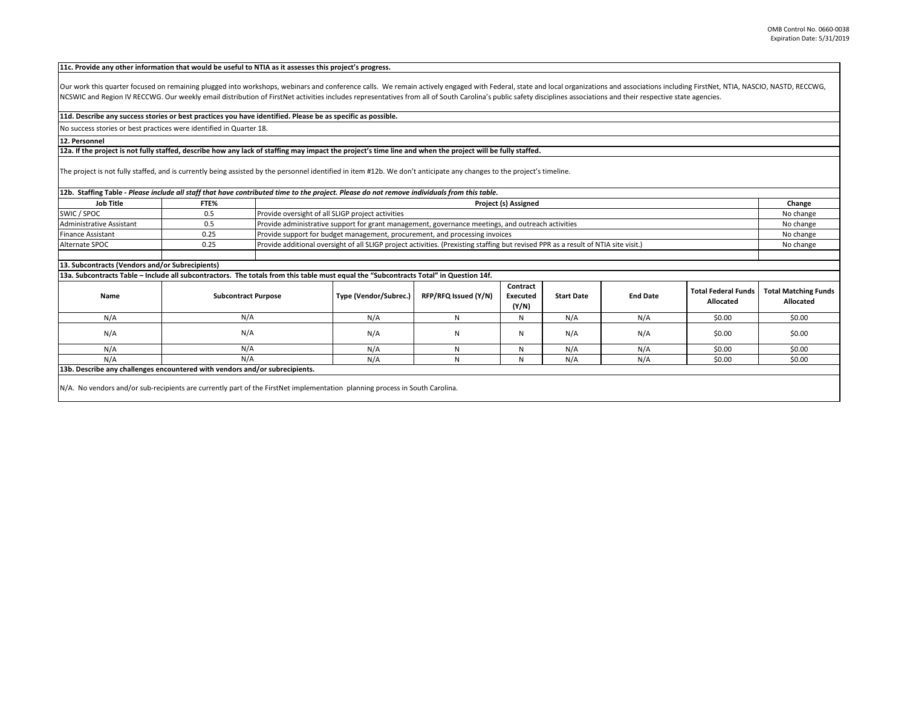**11c. Provide any other information that would be useful to NTIA as it assesses this project's progress.**

Our work this quarter focused on remaining plugged into workshops, webinars and conference calls. We remain actively engaged with Federal, state and local organizations and associations including FirstNet, NTIA, NASCIO, NASTD, RECCWG, NCSWIC and Region IV RECCWG. Our weekly email distribution of FirstNet activities includes representatives from all of South Carolina's public safety disciplines associations and their respective state agencies.

**11d. Describe any success stories or best practices you have identified. Please be as specific as possible.**

No success stories or best practices were identified in Quarter 18.

**12. Personnel**

**12a. If the project is not fully staffed, describe how any lack of staffing may impact the project's time line and when the project will be fully staffed.**

The project is not fully staffed, and is currently being assisted by the personnel identified in item #12b. We don't anticipate any changes to the project's timeline.

**12b. Staffing Table -** ***Please include all staff that have contributed time to the project. Please do not remove individuals from this table.***

| Job Title | FTE% | Project (s) Assigned | Change |
|---|---|---|---|
| SWIC / SPOC | 0.5 | Provide oversight of all SLIGP project activities | No change |
| Administrative Assistant | 0.5 | Provide administrative support for grant management, governance meetings, and outreach activities | No change |
| Finance Assistant | 0.25 | Provide support for budget management, procurement, and processing invoices | No change |
| Alternate SPOC | 0.25 | Provide additional oversight of all SLIGP project activities. (Prexisting staffing but revised PPR as a result of NTIA site visit.) | No change |
| | | | |

**13. Subcontracts (Vendors and/or Subrecipients)**

**13a. Subcontracts Table – Include all subcontractors. The totals from this table must equal the "Subcontracts Total" in Question 14f.**

| Name | Subcontract Purpose | Type (Vendor/Subrec.) | RFP/RFQ Issued (Y/N) | Contract Executed (Y/N) | Start Date | End Date | Total Federal Funds Allocated | Total Matching Funds Allocated |
|---|---|---|---|---|---|---|---|---|
| N/A | N/A | N/A | N | N | N/A | N/A | $0.00 | $0.00 |
| N/A | N/A | N/A | N | N | N/A | N/A | $0.00 | $0.00 |
| N/A | N/A | N/A | N | N | N/A | N/A | $0.00 | $0.00 |
| N/A | N/A | N/A | N | N | N/A | N/A | $0.00 | $0.00 |

**13b. Describe any challenges encountered with vendors and/or subrecipients.**

N/A. No vendors and/or sub-recipients are currently part of the FirstNet implementation planning process in South Carolina.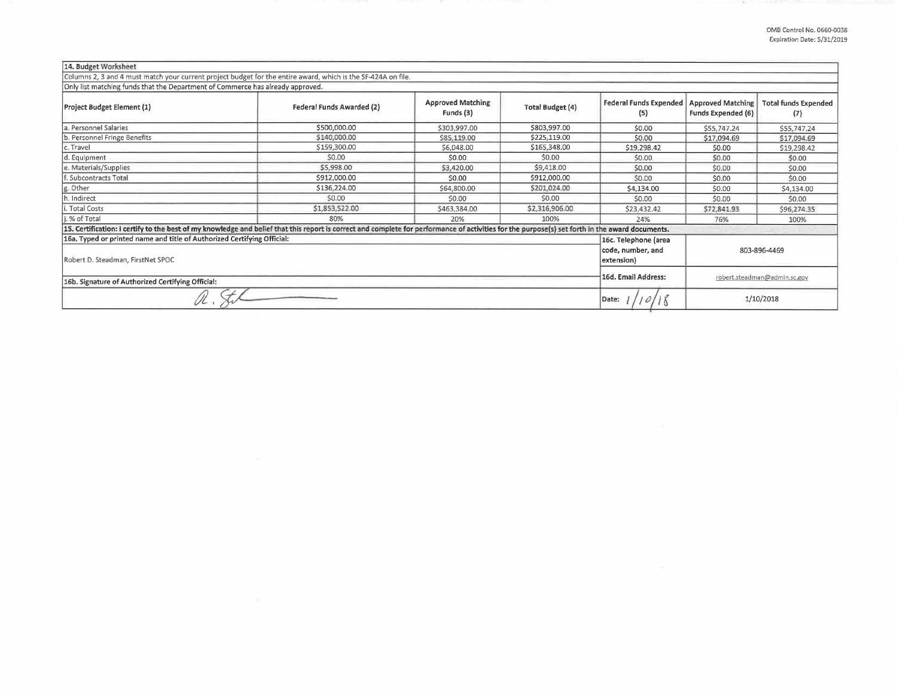OMB Control No. 0660-0038
Expiration Date: 5/31/2019

| 14. Budget Worksheet | | | | | | |
|---|---|---|---|---|---|---|
| Columns 2, 3 and 4 must match your current project budget for the entire award, which is the SF-424A on file. | | | | | | |
| Only list matching funds that the Department of Commerce has already approved. | | | | | | |
| Project Budget Element (1) | Federal Funds Awarded (2) | Approved Matching Funds (3) | Total Budget (4) | Federal Funds Expended (5) | Approved Matching Funds Expended (6) | Total funds Expended (7) |
| a. Personnel Salaries | $500,000.00 | $303,997.00 | $803,997.00 | $0.00 | $55,747.24 | $55,747.24 |
| b. Personnel Fringe Benefits | $140,000.00 | $85,119.00 | $225,119.00 | $0.00 | $17,094.69 | $17,094.69 |
| c. Travel | $159,300.00 | $6,048.00 | $165,348.00 | $19,298.42 | $0.00 | $19,298.42 |
| d. Equipment | $0.00 | $0.00 | $0.00 | $0.00 | $0.00 | $0.00 |
| e. Materials/Supplies | $5,998.00 | $3,420.00 | $9,418.00 | $0.00 | $0.00 | $0.00 |
| f. Subcontracts Total | $912,000.00 | $0.00 | $912,000.00 | $0.00 | $0.00 | $0.00 |
| g. Other | $136,224.00 | $64,800.00 | $201,024.00 | $4,134.00 | $0.00 | $4,134.00 |
| h. Indirect | $0.00 | $0.00 | $0.00 | $0.00 | $0.00 | $0.00 |
| i. Total Costs | $1,853,522.00 | $463,384.00 | $2,316,906.00 | $23,432.42 | $72,841.93 | $96,274.35 |
| j. % of Total | 80% | 20% | 100% | 24% | 76% | 100% |
| **15. Certification: I certify to the best of my knowledge and belief that this report is correct and complete for performance of activities for the purpose(s) set forth in the award documents.** | | | | | | |
| **16a. Typed or printed name and title of Authorized Certifying Official:** | | | | **16c. Telephone (area code, number, and extension)** | 803-896-4469 | |
| Robert D. Steadman, FirstNet SPOC | | | | | | |
| **16b. Signature of Authorized Certifying Official:** | | | | **16d. Email Address:** | robert.steadman@admin.sc.gov | |
| R. St | | | | Date: 1/10/18 | 1/10/2018 | |